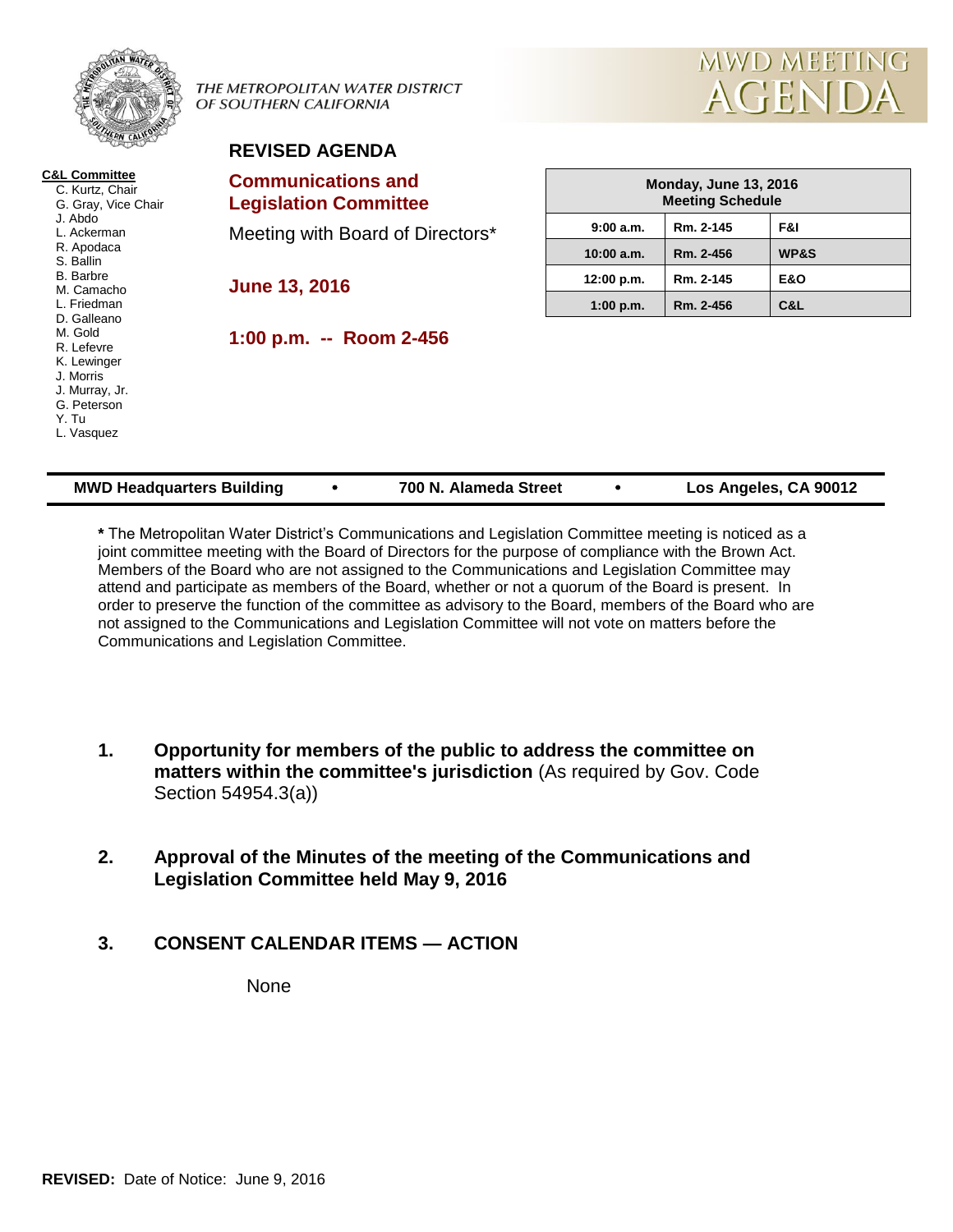THE METROPOLITAN WATER DISTRICT OF SOUTHERN CALIFORNIA

MWD MEETING AGENDA

**C&L Committee**

- C. Kurtz, Chair
- G. Gray, Vice Chair
- J. Abdo
- L. Ackerman
- R. Apodaca
- S. Ballin
- B. Barbre
- M. Camacho
- L. Friedman
- D. Galleano
- M. Gold
- R. Lefevre
- K. Lewinger
- J. Morris
- J. Murray, Jr.
- G. Peterson
- Y. Tu
- L. Vasquez

## REVISED AGENDA

## Communications and Legislation Committee

Meeting with Board of Directors*

**June 13, 2016**

**1:00 p.m. -- Room 2-456**

| Monday, June 13, 2016 Meeting Schedule | | |
|---|---|---|
| 9:00 a.m. | Rm. 2-145 | F&I |
| 10:00 a.m. | Rm. 2-456 | WP&S |
| 12:00 p.m. | Rm. 2-145 | E&O |
| 1:00 p.m. | Rm. 2-456 | C&L |

**MWD Headquarters Building • 700 N. Alameda Street • Los Angeles, CA 90012**

**\*** The Metropolitan Water District's Communications and Legislation Committee meeting is noticed as a joint committee meeting with the Board of Directors for the purpose of compliance with the Brown Act. Members of the Board who are not assigned to the Communications and Legislation Committee may attend and participate as members of the Board, whether or not a quorum of the Board is present. In order to preserve the function of the committee as advisory to the Board, members of the Board who are not assigned to the Communications and Legislation Committee will not vote on matters before the Communications and Legislation Committee.

1. **Opportunity for members of the public to address the committee on matters within the committee's jurisdiction** (As required by Gov. Code Section 54954.3(a))

2. **Approval of the Minutes of the meeting of the Communications and Legislation Committee held May 9, 2016**

3. **CONSENT CALENDAR ITEMS — ACTION**

   None

**REVISED:** Date of Notice: June 9, 2016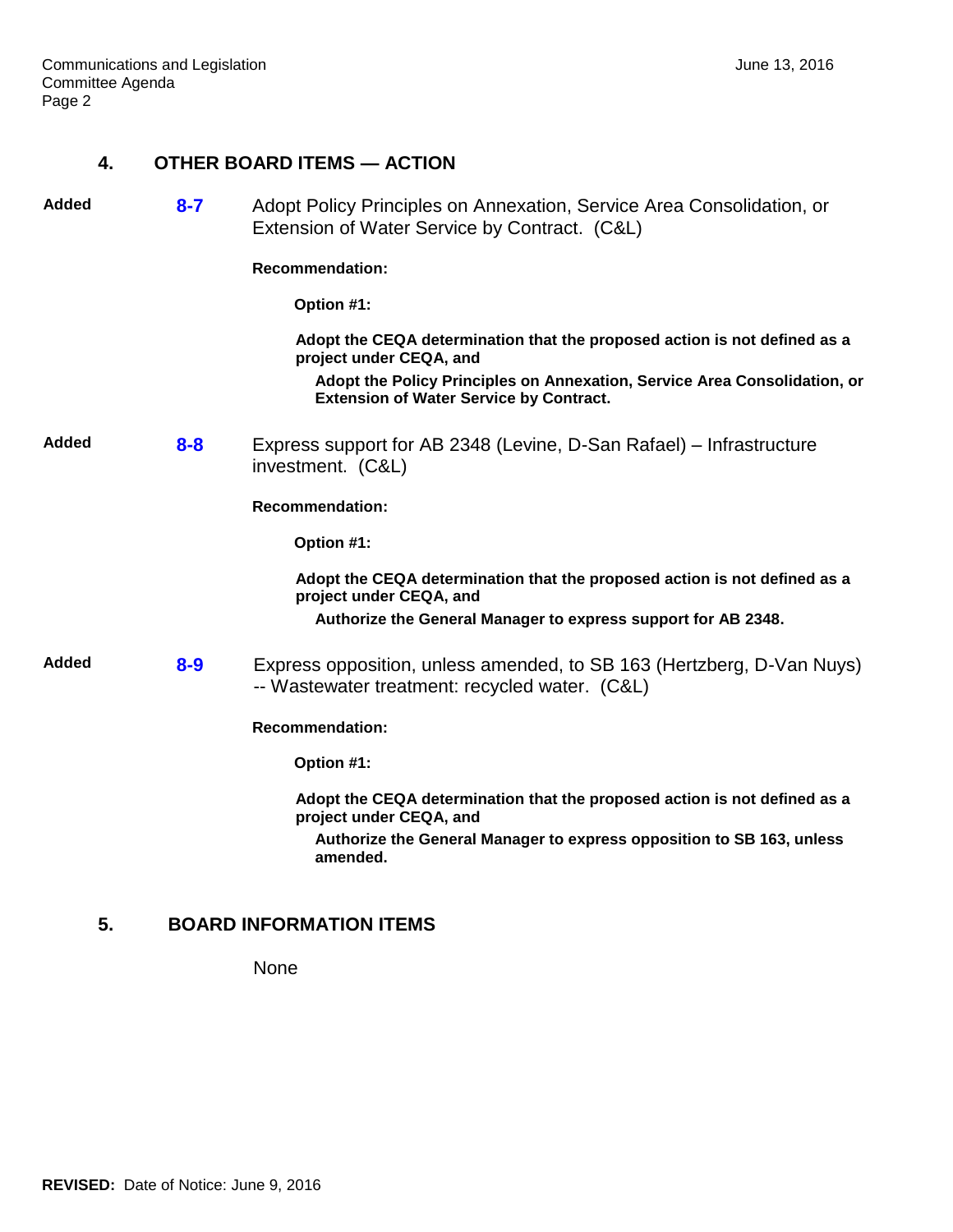## 4. OTHER BOARD ITEMS — ACTION

**Added** **8-7** Adopt Policy Principles on Annexation, Service Area Consolidation, or Extension of Water Service by Contract. (C&L)

**Recommendation:**

**Option #1:**

**Adopt the CEQA determination that the proposed action is not defined as a project under CEQA, and**

**Adopt the Policy Principles on Annexation, Service Area Consolidation, or Extension of Water Service by Contract.**

**Added** **8-8** Express support for AB 2348 (Levine, D-San Rafael) – Infrastructure investment. (C&L)

**Recommendation:**

**Option #1:**

**Adopt the CEQA determination that the proposed action is not defined as a project under CEQA, and**

**Authorize the General Manager to express support for AB 2348.**

**Added** **8-9** Express opposition, unless amended, to SB 163 (Hertzberg, D-Van Nuys) -- Wastewater treatment: recycled water. (C&L)

**Recommendation:**

**Option #1:**

**Adopt the CEQA determination that the proposed action is not defined as a project under CEQA, and**

**Authorize the General Manager to express opposition to SB 163, unless amended.**

## 5. BOARD INFORMATION ITEMS

None

**REVISED:** Date of Notice: June 9, 2016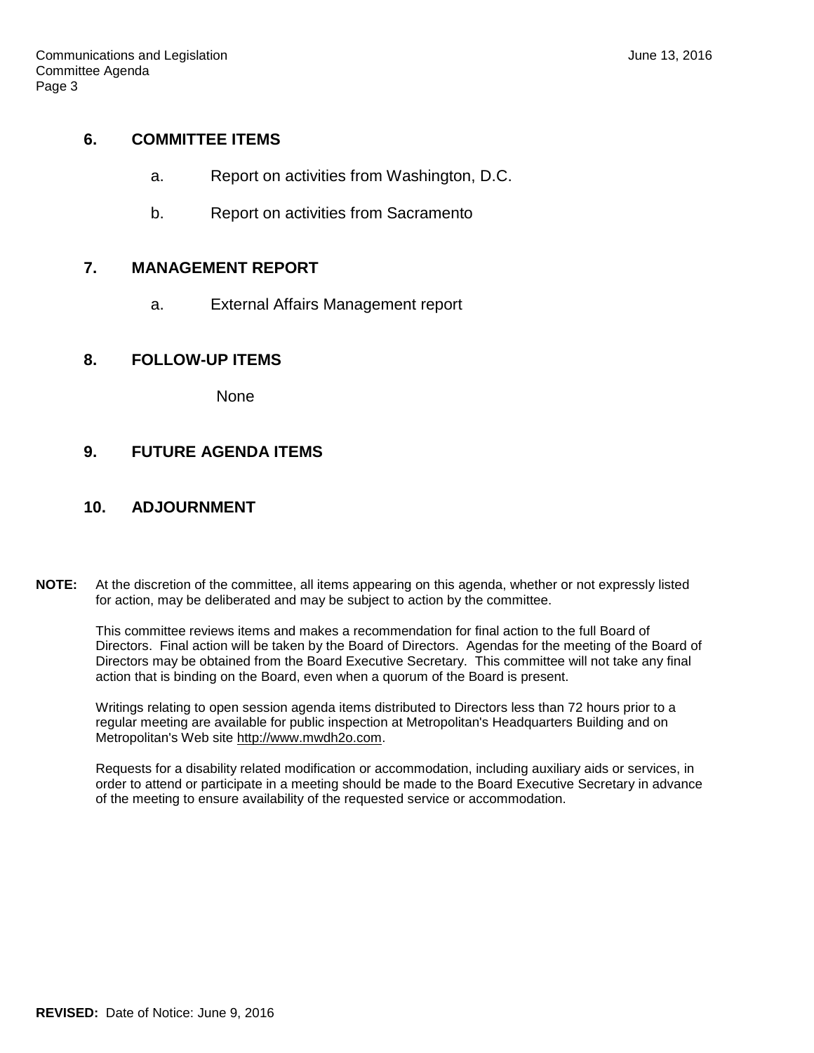## 6. COMMITTEE ITEMS

a. Report on activities from Washington, D.C.

b. Report on activities from Sacramento

## 7. MANAGEMENT REPORT

a. External Affairs Management report

## 8. FOLLOW-UP ITEMS

None

## 9. FUTURE AGENDA ITEMS

## 10. ADJOURNMENT

**NOTE:** At the discretion of the committee, all items appearing on this agenda, whether or not expressly listed for action, may be deliberated and may be subject to action by the committee.

This committee reviews items and makes a recommendation for final action to the full Board of Directors. Final action will be taken by the Board of Directors. Agendas for the meeting of the Board of Directors may be obtained from the Board Executive Secretary. This committee will not take any final action that is binding on the Board, even when a quorum of the Board is present.

Writings relating to open session agenda items distributed to Directors less than 72 hours prior to a regular meeting are available for public inspection at Metropolitan's Headquarters Building and on Metropolitan's Web site http://www.mwdh2o.com.

Requests for a disability related modification or accommodation, including auxiliary aids or services, in order to attend or participate in a meeting should be made to the Board Executive Secretary in advance of the meeting to ensure availability of the requested service or accommodation.

**REVISED:** Date of Notice: June 9, 2016